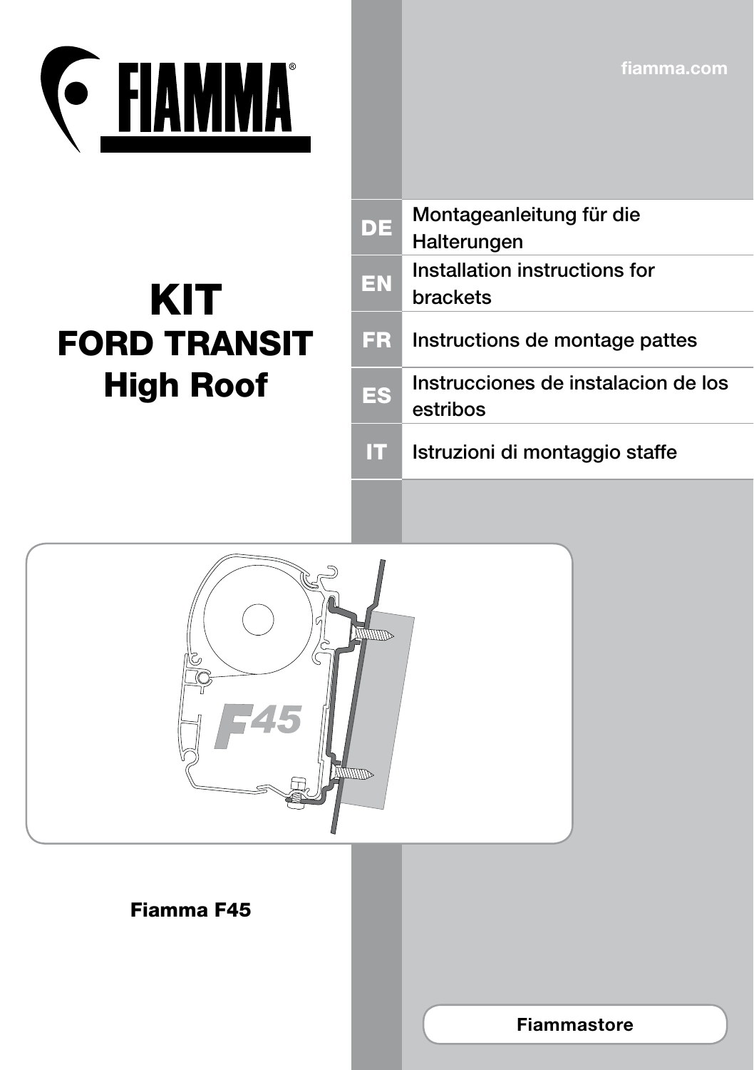FIAMMA®

fiamma.com

# KIT
## FORD TRANSIT
## High Roof

| | |
|---|---|
| DE | Montageanleitung für die Halterungen |
| EN | Installation instructions for brackets |
| FR | Instructions de montage pattes |
| ES | Instrucciones de instalacion de los estribos |
| IT | Istruzioni di montaggio staffe |

**Fiamma F45**

**Fiammastore**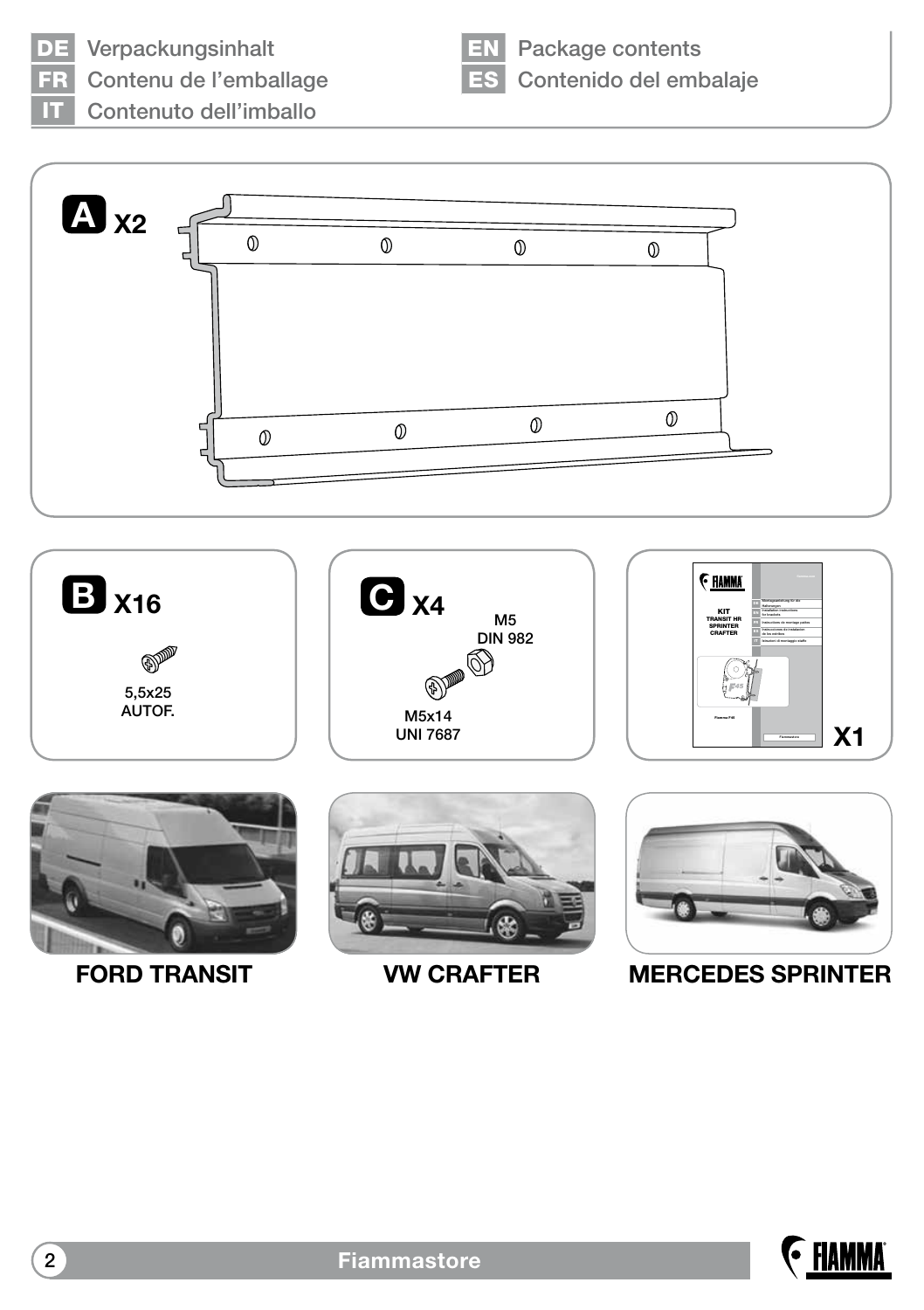**DE** Verpackungsinhalt
**FR** Contenu de l'emballage
**IT** Contenuto dell'imballo
**EN** Package contents
**ES** Contenido del embalaje

**A** X2

**B** X16

5,5x25
AUTOF.

**C** X4

M5
DIN 982

M5x14
UNI 7687

X1

**FORD TRANSIT**

**VW CRAFTER**

**MERCEDES SPRINTER**

Fiammastore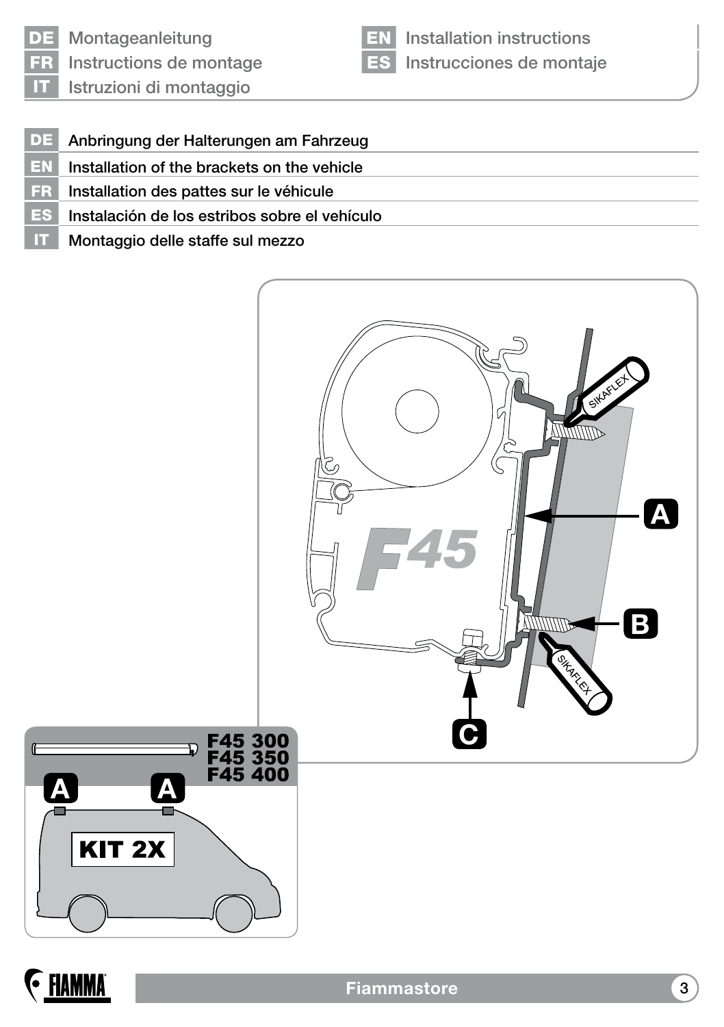| | |
|---|---|
| **DE** | Montageanleitung |
| **FR** | Instructions de montage |
| **IT** | Istruzioni di montaggio |
| **EN** | Installation instructions |
| **ES** | Instrucciones de montaje |

| | |
|---|---|
| **DE** | Anbringung der Halterungen am Fahrzeug |
| **EN** | Installation of the brackets on the vehicle |
| **FR** | Installation des pattes sur le véhicule |
| **ES** | Instalación de los estribos sobre el vehículo |
| **IT** | Montaggio delle staffe sul mezzo |

SIKAFLEX

A

F45

B

SIKAFLEX

C

F45 300
F45 350
F45 400

A A

KIT 2X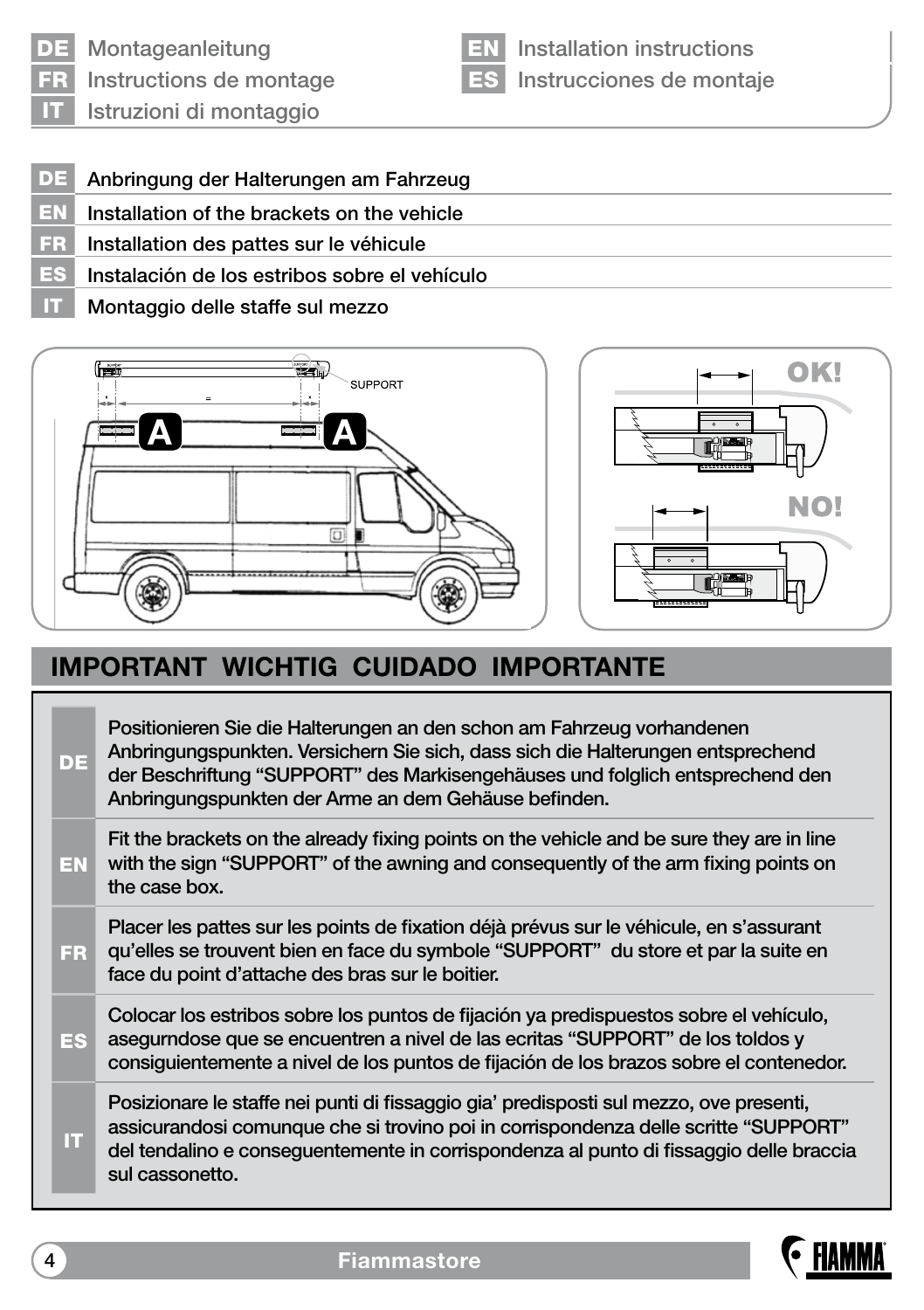DE Montageanleitung
FR Instructions de montage
IT Istruzioni di montaggio
EN Installation instructions
ES Instrucciones de montaje

## DE Anbringung der Halterungen am Fahrzeug
## EN Installation of the brackets on the vehicle
## FR Installation des pattes sur le véhicule
## ES Instalación de los estribos sobre el vehículo
## IT Montaggio delle staffe sul mezzo

SUPPORT

A A

OK!

NO!

## IMPORTANT WICHTIG CUIDADO IMPORTANTE

| | |
|---|---|
| DE | Positionieren Sie die Halterungen an den schon am Fahrzeug vorhandenen Anbringungspunkten. Versichern Sie sich, dass sich die Halterungen entsprechend der Beschriftung “SUPPORT” des Markisengehäuses und folglich entsprechend den Anbringungspunkten der Arme an dem Gehäuse befinden. |
| EN | Fit the brackets on the already fixing points on the vehicle and be sure they are in line with the sign “SUPPORT” of the awning and consequently of the arm fixing points on the case box. |
| FR | Placer les pattes sur les points de fixation déjà prévus sur le véhicule, en s’assurant qu’elles se trouvent bien en face du symbole “SUPPORT” du store et par la suite en face du point d’attache des bras sur le boitier. |
| ES | Colocar los estribos sobre los puntos de fijación ya predispuestos sobre el vehículo, asegurndose que se encuentren a nivel de las ecritas “SUPPORT” de los toldos y consiguientemente a nivel de los puntos de fijación de los brazos sobre el contenedor. |
| IT | Posizionare le staffe nei punti di fissaggio gia’ predisposti sul mezzo, ove presenti, assicurandosi comunque che si trovino poi in corrispondenza delle scritte “SUPPORT” del tendalino e conseguentemente in corrispondenza al punto di fissaggio delle braccia sul cassonetto. |

Fiammastore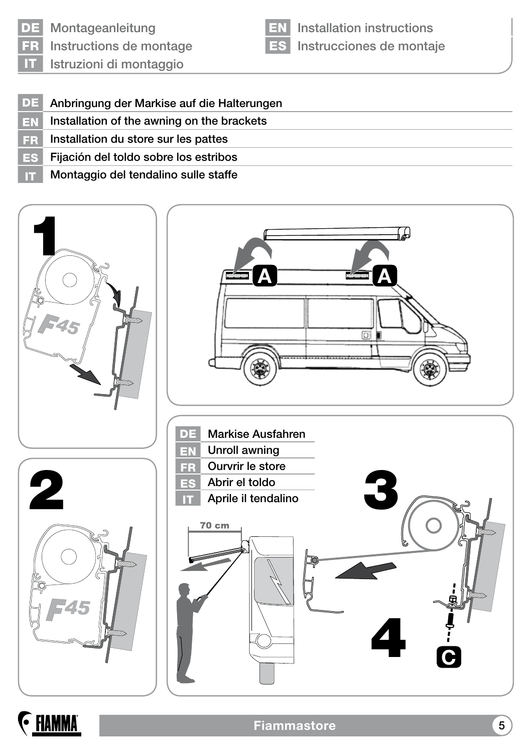| | |
|---|---|
| DE | Montageanleitung |
| FR | Instructions de montage |
| IT | Istruzioni di montaggio |
| EN | Installation instructions |
| ES | Instrucciones de montaje |

| | |
|---|---|
| DE | Anbringung der Markise auf die Halterungen |
| EN | Installation of the awning on the brackets |
| FR | Installation du store sur les pattes |
| ES | Fijación del toldo sobre los estribos |
| IT | Montaggio del tendalino sulle staffe |

1

F45

A

A

2

F45

| | |
|---|---|
| DE | Markise Ausfahren |
| EN | Unroll awning |
| FR | Ourvrir le store |
| ES | Abrir el toldo |
| IT | Aprile il tendalino |

70 cm

3

4

C

Fiammastore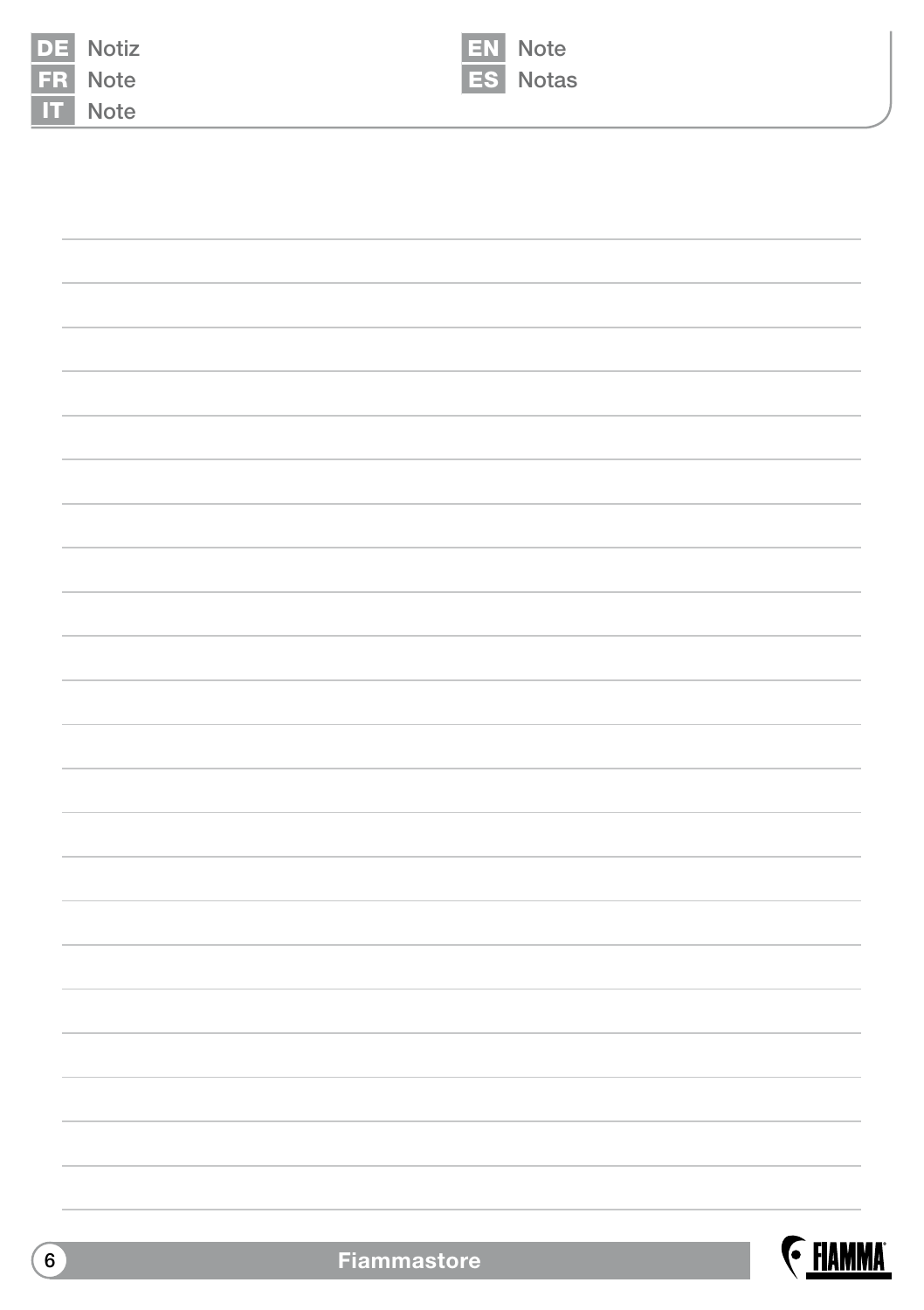DE Notiz

FR Note

IT Note

EN Note

ES Notas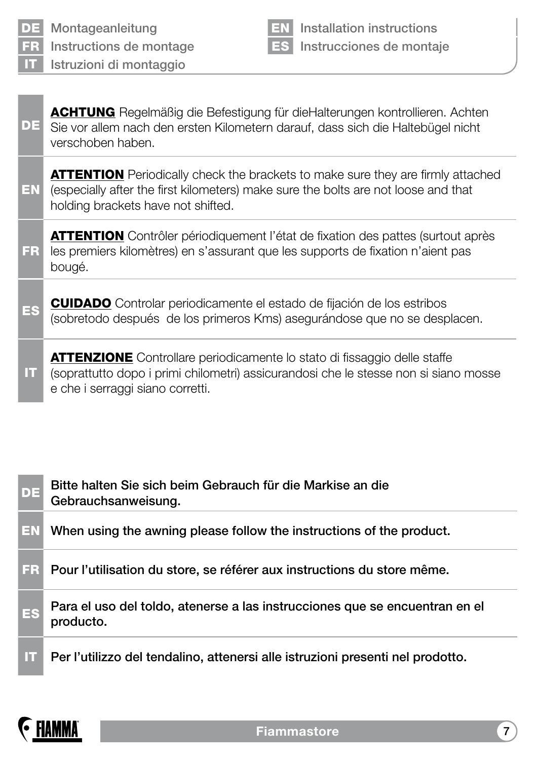**DE** Montageanleitung
**FR** Instructions de montage
**IT** Istruzioni di montaggio
**EN** Installation instructions
**ES** Instrucciones de montaje

| | |
|---|---|
| **DE** | **ACHTUNG** Regelmäßig die Befestigung für dieHalterungen kontrollieren. Achten Sie vor allem nach den ersten Kilometern darauf, dass sich die Haltebügel nicht verschoben haben. |
| **EN** | **ATTENTION** Periodically check the brackets to make sure they are firmly attached (especially after the first kilometers) make sure the bolts are not loose and that holding brackets have not shifted. |
| **FR** | **ATTENTION** Contrôler périodiquement l'état de fixation des pattes (surtout après les premiers kilomètres) en s'assurant que les supports de fixation n'aient pas bougé. |
| **ES** | **CUIDADO** Controlar periodicamente el estado de fijación de los estribos (sobretodo después de los primeros Kms) asegurándose que no se desplacen. |
| **IT** | **ATTENZIONE** Controllare periodicamente lo stato di fissaggio delle staffe (soprattutto dopo i primi chilometri) assicurandosi che le stesse non si siano mosse e che i serraggi siano corretti. |

| | |
|---|---|
| **DE** | **Bitte halten Sie sich beim Gebrauch für die Markise an die Gebrauchsanweisung.** |
| **EN** | **When using the awning please follow the instructions of the product.** |
| **FR** | **Pour l'utilisation du store, se référer aux instructions du store même.** |
| **ES** | **Para el uso del toldo, atenerse a las instrucciones que se encuentran en el producto.** |
| **IT** | **Per l'utilizzo del tendalino, attenersi alle istruzioni presenti nel prodotto.** |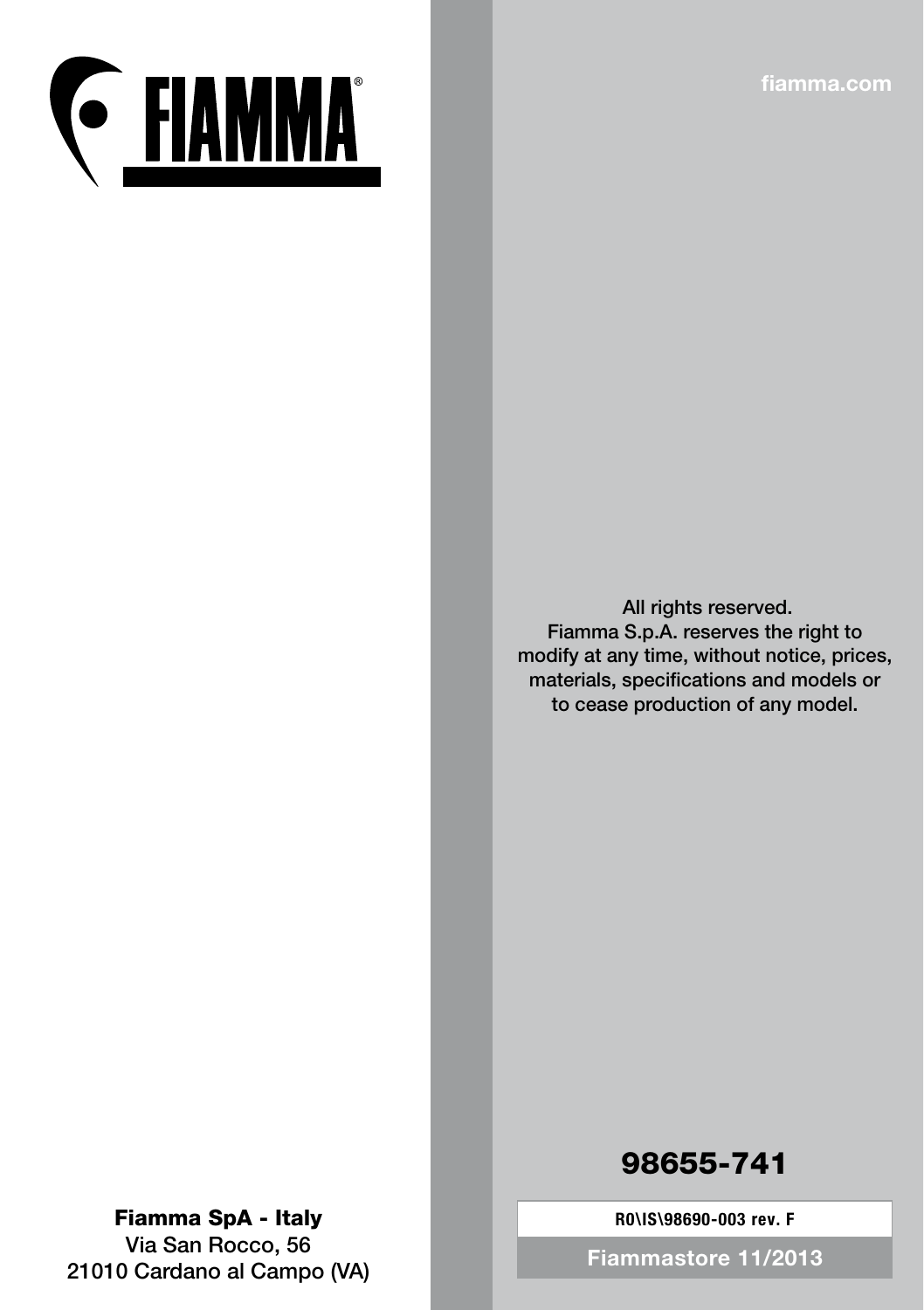FIAMMA®

fiamma.com

All rights reserved.
Fiamma S.p.A. reserves the right to modify at any time, without notice, prices, materials, specifications and models or to cease production of any model.

**98655-741**

**Fiamma SpA - Italy**
Via San Rocco, 56
21010 Cardano al Campo (VA)

**R0\IS\98690-003 rev. F**

**Fiammastore 11/2013**